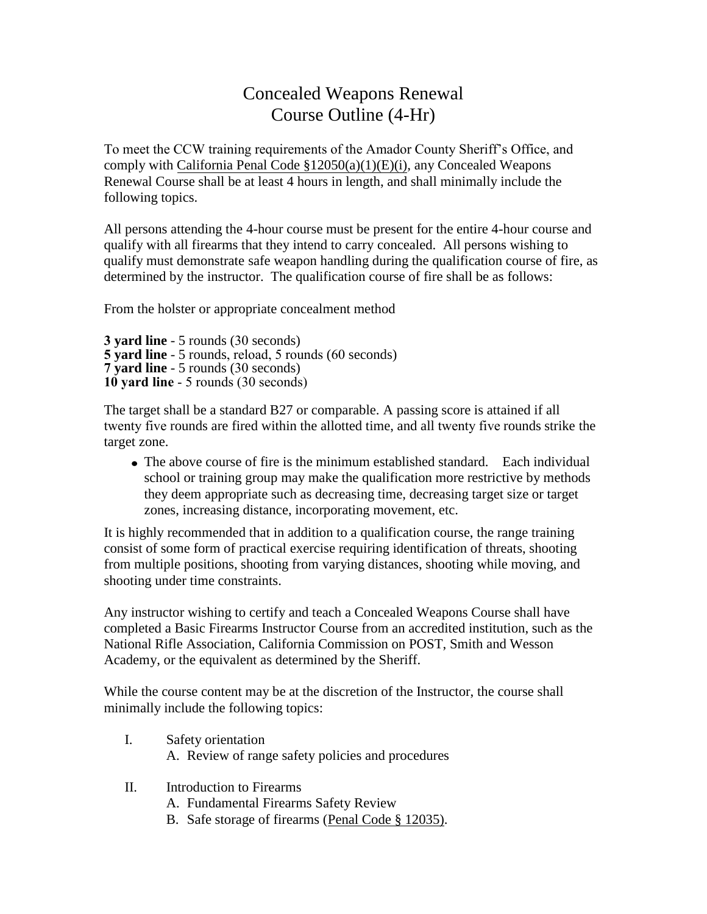# Concealed Weapons Renewal
# Course Outline (4-Hr)

To meet the CCW training requirements of the Amador County Sheriff's Office, and comply with California Penal Code §12050(a)(1)(E)(i), any Concealed Weapons Renewal Course shall be at least 4 hours in length, and shall minimally include the following topics.

All persons attending the 4-hour course must be present for the entire 4-hour course and qualify with all firearms that they intend to carry concealed. All persons wishing to qualify must demonstrate safe weapon handling during the qualification course of fire, as determined by the instructor. The qualification course of fire shall be as follows:

From the holster or appropriate concealment method

**3 yard line** - 5 rounds (30 seconds)
**5 yard line** - 5 rounds, reload, 5 rounds (60 seconds)
**7 yard line** - 5 rounds (30 seconds)
**10 yard line** - 5 rounds (30 seconds)

The target shall be a standard B27 or comparable. A passing score is attained if all twenty five rounds are fired within the allotted time, and all twenty five rounds strike the target zone.

- The above course of fire is the minimum established standard. Each individual school or training group may make the qualification more restrictive by methods they deem appropriate such as decreasing time, decreasing target size or target zones, increasing distance, incorporating movement, etc.

It is highly recommended that in addition to a qualification course, the range training consist of some form of practical exercise requiring identification of threats, shooting from multiple positions, shooting from varying distances, shooting while moving, and shooting under time constraints.

Any instructor wishing to certify and teach a Concealed Weapons Course shall have completed a Basic Firearms Instructor Course from an accredited institution, such as the National Rifle Association, California Commission on POST, Smith and Wesson Academy, or the equivalent as determined by the Sheriff.

While the course content may be at the discretion of the Instructor, the course shall minimally include the following topics:

I. Safety orientation
   A. Review of range safety policies and procedures

II. Introduction to Firearms
   A. Fundamental Firearms Safety Review
   B. Safe storage of firearms (Penal Code § 12035).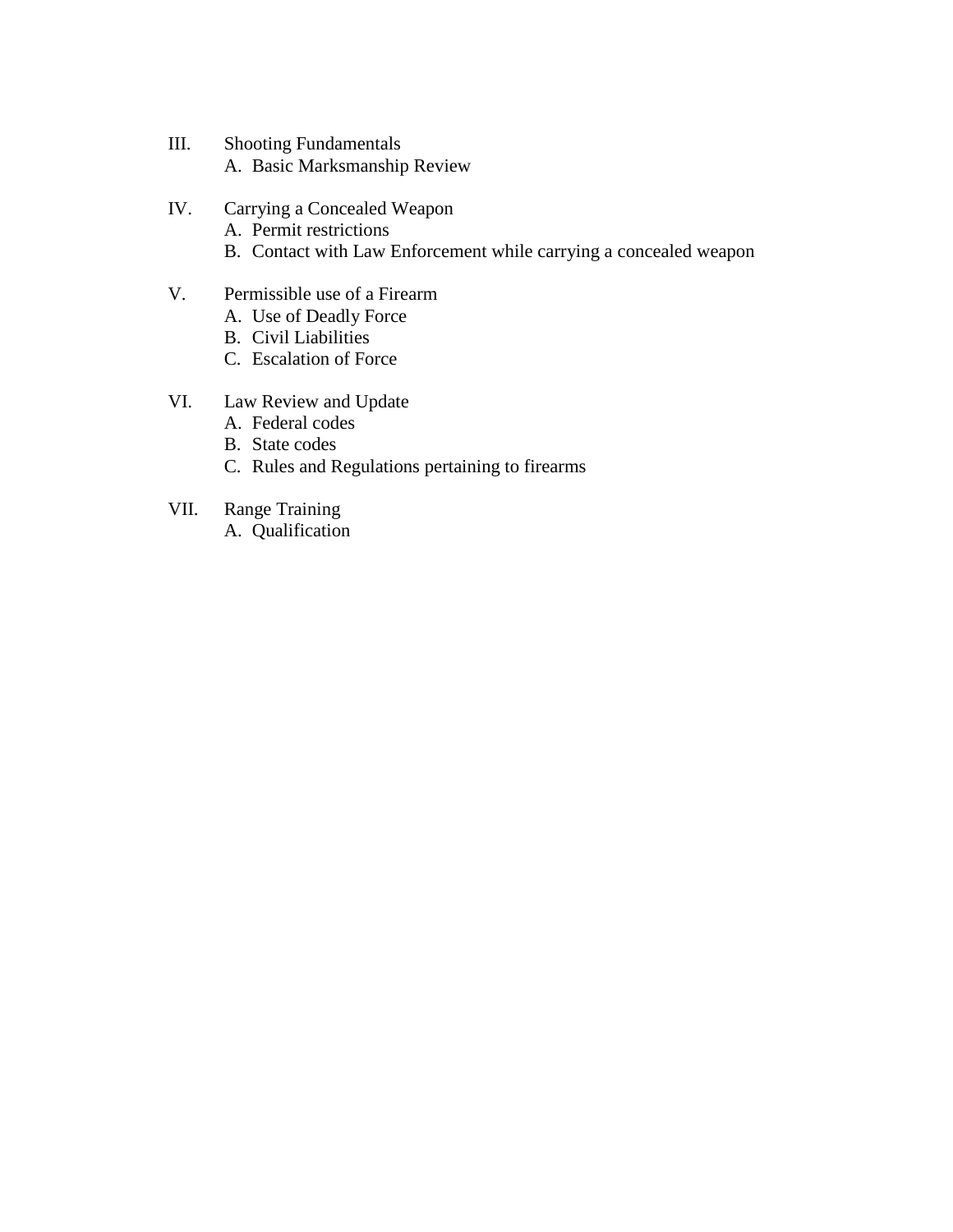III. Shooting Fundamentals
   A. Basic Marksmanship Review

IV. Carrying a Concealed Weapon
   A. Permit restrictions
   B. Contact with Law Enforcement while carrying a concealed weapon

V. Permissible use of a Firearm
   A. Use of Deadly Force
   B. Civil Liabilities
   C. Escalation of Force

VI. Law Review and Update
   A. Federal codes
   B. State codes
   C. Rules and Regulations pertaining to firearms

VII. Range Training
   A. Qualification